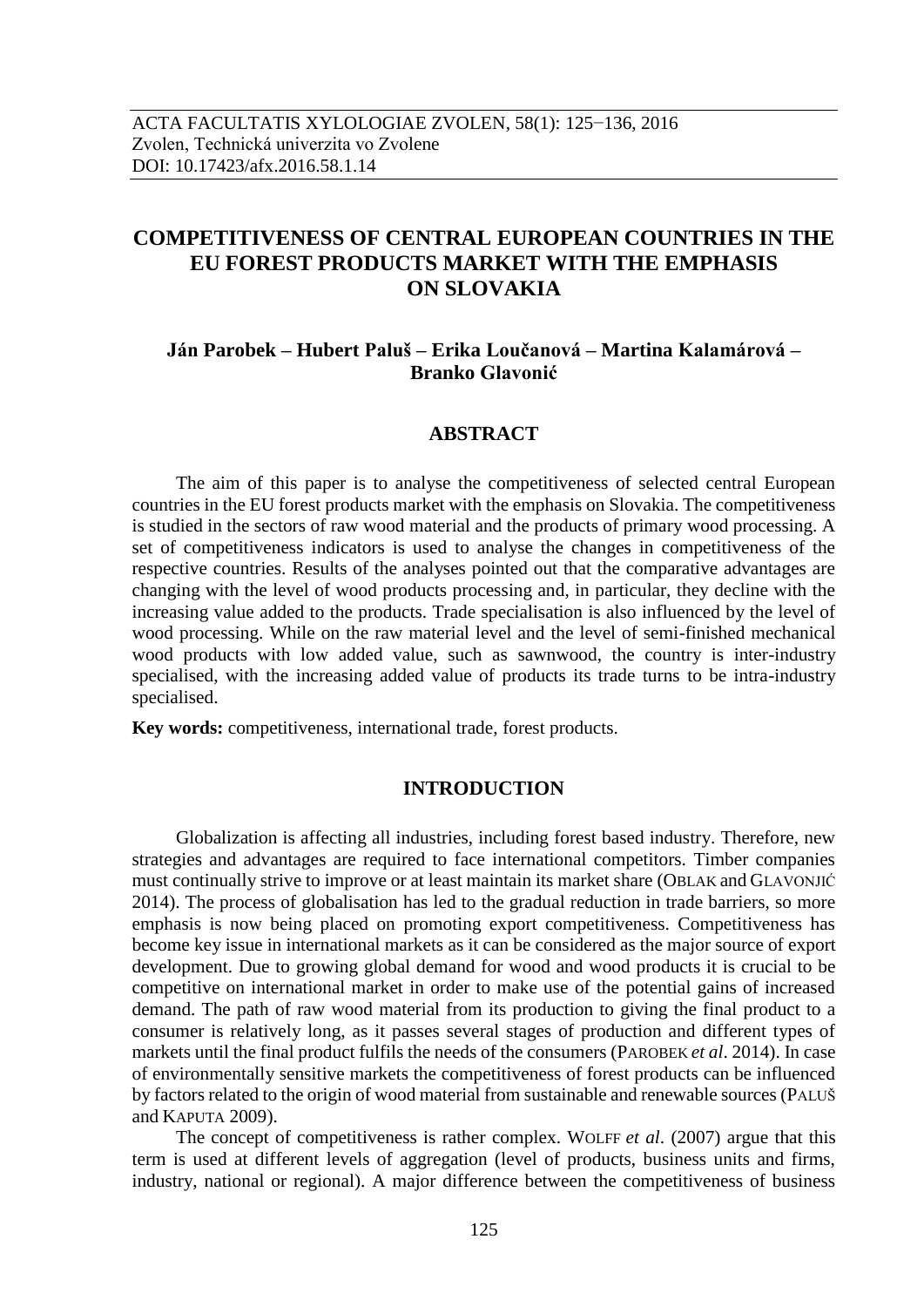ACTA FACULTATIS XYLOLOGIAE ZVOLEN, 58(1): 125−136, 2016
Zvolen, Technická univerzita vo Zvolene
DOI: 10.17423/afx.2016.58.1.14

# COMPETITIVENESS OF CENTRAL EUROPEAN COUNTRIES IN THE EU FOREST PRODUCTS MARKET WITH THE EMPHASIS ON SLOVAKIA

**Ján Parobek – Hubert Paluš – Erika Loučanová – Martina Kalamárová – Branko Glavonić**

## ABSTRACT

The aim of this paper is to analyse the competitiveness of selected central European countries in the EU forest products market with the emphasis on Slovakia. The competitiveness is studied in the sectors of raw wood material and the products of primary wood processing. A set of competitiveness indicators is used to analyse the changes in competitiveness of the respective countries. Results of the analyses pointed out that the comparative advantages are changing with the level of wood products processing and, in particular, they decline with the increasing value added to the products. Trade specialisation is also influenced by the level of wood processing. While on the raw material level and the level of semi-finished mechanical wood products with low added value, such as sawnwood, the country is inter-industry specialised, with the increasing added value of products its trade turns to be intra-industry specialised.

**Key words:** competitiveness, international trade, forest products.

## INTRODUCTION

Globalization is affecting all industries, including forest based industry. Therefore, new strategies and advantages are required to face international competitors. Timber companies must continually strive to improve or at least maintain its market share (OBLAK and GLAVONJIĆ 2014). The process of globalisation has led to the gradual reduction in trade barriers, so more emphasis is now being placed on promoting export competitiveness. Competitiveness has become key issue in international markets as it can be considered as the major source of export development. Due to growing global demand for wood and wood products it is crucial to be competitive on international market in order to make use of the potential gains of increased demand. The path of raw wood material from its production to giving the final product to a consumer is relatively long, as it passes several stages of production and different types of markets until the final product fulfils the needs of the consumers (PAROBEK *et al*. 2014). In case of environmentally sensitive markets the competitiveness of forest products can be influenced by factors related to the origin of wood material from sustainable and renewable sources (PALUŠ and KAPUTA 2009).

The concept of competitiveness is rather complex. WOLFF *et al*. (2007) argue that this term is used at different levels of aggregation (level of products, business units and firms, industry, national or regional). A major difference between the competitiveness of business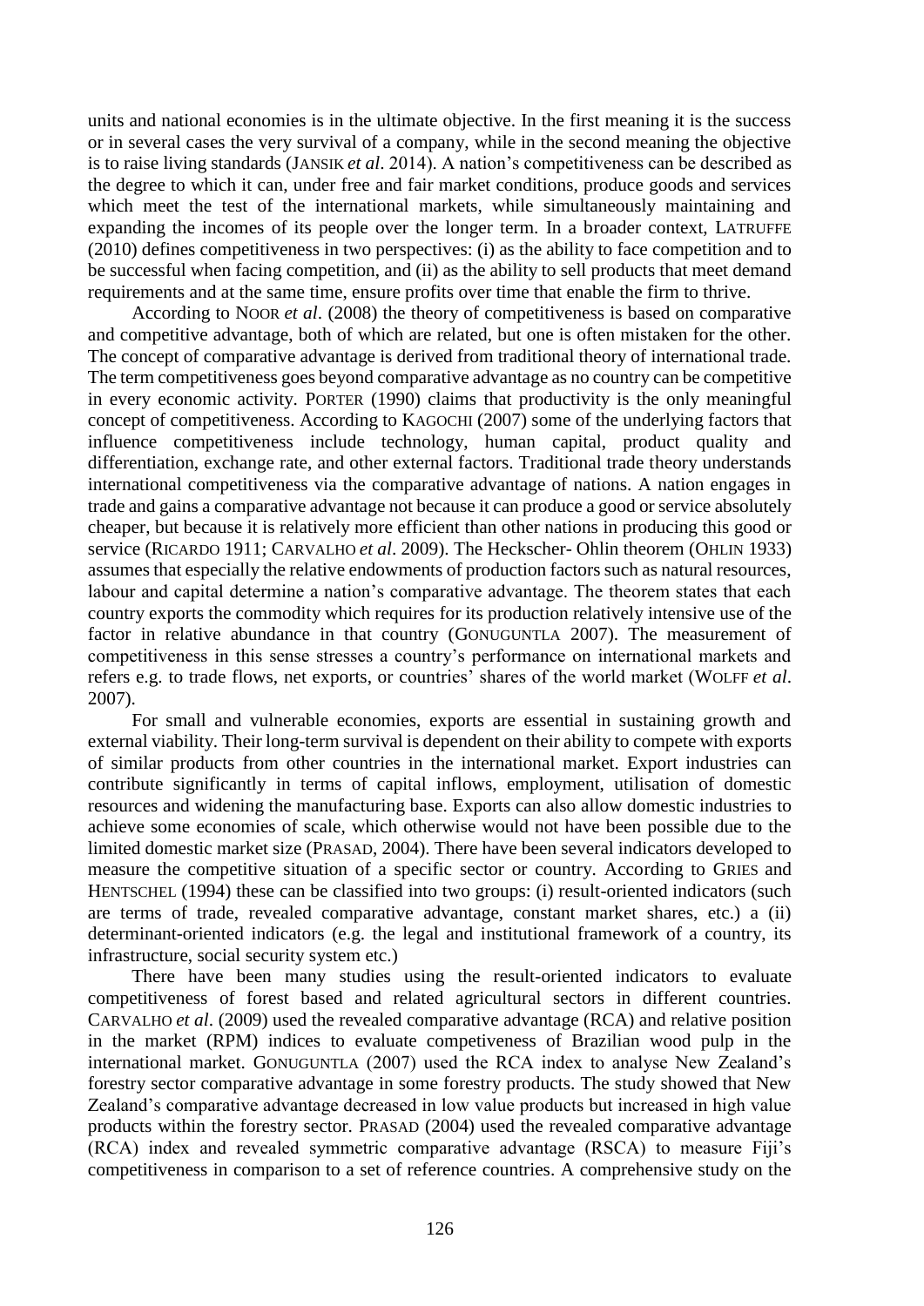units and national economies is in the ultimate objective. In the first meaning it is the success or in several cases the very survival of a company, while in the second meaning the objective is to raise living standards (JANSIK *et al*. 2014). A nation's competitiveness can be described as the degree to which it can, under free and fair market conditions, produce goods and services which meet the test of the international markets, while simultaneously maintaining and expanding the incomes of its people over the longer term. In a broader context, LATRUFFE (2010) defines competitiveness in two perspectives: (i) as the ability to face competition and to be successful when facing competition, and (ii) as the ability to sell products that meet demand requirements and at the same time, ensure profits over time that enable the firm to thrive.

According to NOOR *et al*. (2008) the theory of competitiveness is based on comparative and competitive advantage, both of which are related, but one is often mistaken for the other. The concept of comparative advantage is derived from traditional theory of international trade. The term competitiveness goes beyond comparative advantage as no country can be competitive in every economic activity. PORTER (1990) claims that productivity is the only meaningful concept of competitiveness. According to KAGOCHI (2007) some of the underlying factors that influence competitiveness include technology, human capital, product quality and differentiation, exchange rate, and other external factors. Traditional trade theory understands international competitiveness via the comparative advantage of nations. A nation engages in trade and gains a comparative advantage not because it can produce a good or service absolutely cheaper, but because it is relatively more efficient than other nations in producing this good or service (RICARDO 1911; CARVALHO *et al*. 2009). The Heckscher- Ohlin theorem (OHLIN 1933) assumes that especially the relative endowments of production factors such as natural resources, labour and capital determine a nation's comparative advantage. The theorem states that each country exports the commodity which requires for its production relatively intensive use of the factor in relative abundance in that country (GONUGUNTLA 2007). The measurement of competitiveness in this sense stresses a country's performance on international markets and refers e.g. to trade flows, net exports, or countries' shares of the world market (WOLFF *et al*. 2007).

For small and vulnerable economies, exports are essential in sustaining growth and external viability. Their long-term survival is dependent on their ability to compete with exports of similar products from other countries in the international market. Export industries can contribute significantly in terms of capital inflows, employment, utilisation of domestic resources and widening the manufacturing base. Exports can also allow domestic industries to achieve some economies of scale, which otherwise would not have been possible due to the limited domestic market size (PRASAD, 2004). There have been several indicators developed to measure the competitive situation of a specific sector or country. According to GRIES and HENTSCHEL (1994) these can be classified into two groups: (i) result-oriented indicators (such are terms of trade, revealed comparative advantage, constant market shares, etc.) a (ii) determinant-oriented indicators (e.g. the legal and institutional framework of a country, its infrastructure, social security system etc.)

There have been many studies using the result-oriented indicators to evaluate competitiveness of forest based and related agricultural sectors in different countries. CARVALHO *et al*. (2009) used the revealed comparative advantage (RCA) and relative position in the market (RPM) indices to evaluate competiveness of Brazilian wood pulp in the international market. GONUGUNTLA (2007) used the RCA index to analyse New Zealand's forestry sector comparative advantage in some forestry products. The study showed that New Zealand's comparative advantage decreased in low value products but increased in high value products within the forestry sector. PRASAD (2004) used the revealed comparative advantage (RCA) index and revealed symmetric comparative advantage (RSCA) to measure Fiji's competitiveness in comparison to a set of reference countries. A comprehensive study on the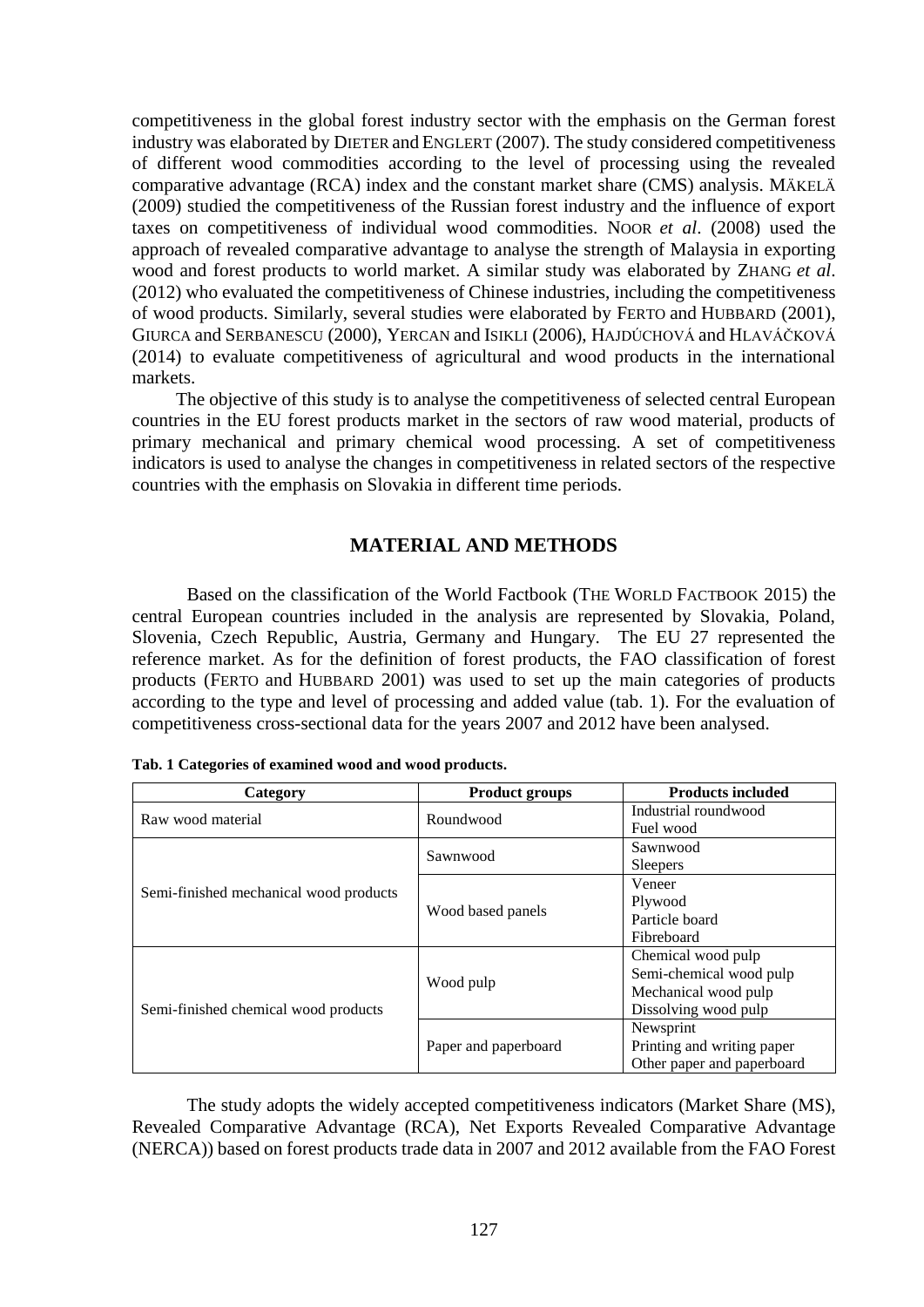competitiveness in the global forest industry sector with the emphasis on the German forest industry was elaborated by DIETER and ENGLERT (2007). The study considered competitiveness of different wood commodities according to the level of processing using the revealed comparative advantage (RCA) index and the constant market share (CMS) analysis. MÄKELÄ (2009) studied the competitiveness of the Russian forest industry and the influence of export taxes on competitiveness of individual wood commodities. NOOR *et al*. (2008) used the approach of revealed comparative advantage to analyse the strength of Malaysia in exporting wood and forest products to world market. A similar study was elaborated by ZHANG *et al*. (2012) who evaluated the competitiveness of Chinese industries, including the competitiveness of wood products. Similarly, several studies were elaborated by FERTO and HUBBARD (2001), GIURCA and SERBANESCU (2000), YERCAN and ISIKLI (2006), HAJDÚCHOVÁ and HLAVÁČKOVÁ (2014) to evaluate competitiveness of agricultural and wood products in the international markets.

The objective of this study is to analyse the competitiveness of selected central European countries in the EU forest products market in the sectors of raw wood material, products of primary mechanical and primary chemical wood processing. A set of competitiveness indicators is used to analyse the changes in competitiveness in related sectors of the respective countries with the emphasis on Slovakia in different time periods.

## MATERIAL AND METHODS

Based on the classification of the World Factbook (THE WORLD FACTBOOK 2015) the central European countries included in the analysis are represented by Slovakia, Poland, Slovenia, Czech Republic, Austria, Germany and Hungary. The EU 27 represented the reference market. As for the definition of forest products, the FAO classification of forest products (FERTO and HUBBARD 2001) was used to set up the main categories of products according to the type and level of processing and added value (tab. 1). For the evaluation of competitiveness cross-sectional data for the years 2007 and 2012 have been analysed.

**Tab. 1 Categories of examined wood and wood products.**

| Category | Product groups | Products included |
|---|---|---|
| Raw wood material | Roundwood | Industrial roundwood<br>Fuel wood |
| Semi-finished mechanical wood products | Sawnwood | Sawnwood<br>Sleepers |
| | Wood based panels | Veneer<br>Plywood<br>Particle board<br>Fibreboard |
| Semi-finished chemical wood products | Wood pulp | Chemical wood pulp<br>Semi-chemical wood pulp<br>Mechanical wood pulp<br>Dissolving wood pulp |
| | Paper and paperboard | Newsprint<br>Printing and writing paper<br>Other paper and paperboard |

The study adopts the widely accepted competitiveness indicators (Market Share (MS), Revealed Comparative Advantage (RCA), Net Exports Revealed Comparative Advantage (NERCA)) based on forest products trade data in 2007 and 2012 available from the FAO Forest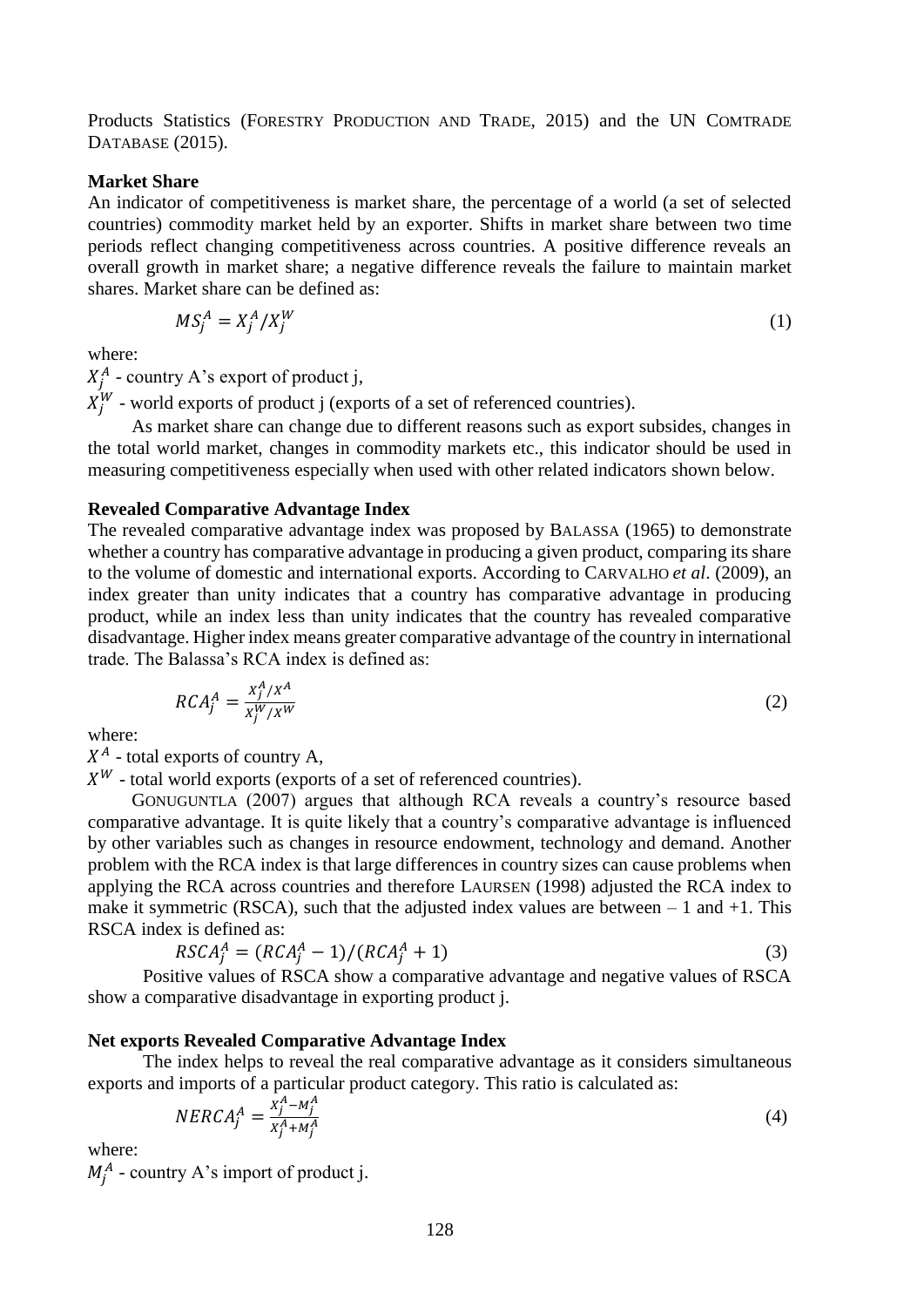Products Statistics (FORESTRY PRODUCTION AND TRADE, 2015) and the UN COMTRADE DATABASE (2015).

**Market Share**

An indicator of competitiveness is market share, the percentage of a world (a set of selected countries) commodity market held by an exporter. Shifts in market share between two time periods reflect changing competitiveness across countries. A positive difference reveals an overall growth in market share; a negative difference reveals the failure to maintain market shares. Market share can be defined as:

$$MS_j^A = X_j^A / X_j^W \tag{1}$$

where:

$X_j^A$ - country A's export of product j,

$X_j^W$ - world exports of product j (exports of a set of referenced countries).

As market share can change due to different reasons such as export subsides, changes in the total world market, changes in commodity markets etc., this indicator should be used in measuring competitiveness especially when used with other related indicators shown below.

**Revealed Comparative Advantage Index**

The revealed comparative advantage index was proposed by BALASSA (1965) to demonstrate whether a country has comparative advantage in producing a given product, comparing its share to the volume of domestic and international exports. According to CARVALHO *et al*. (2009), an index greater than unity indicates that a country has comparative advantage in producing product, while an index less than unity indicates that the country has revealed comparative disadvantage. Higher index means greater comparative advantage of the country in international trade. The Balassa's RCA index is defined as:

$$RCA_j^A = \frac{X_j^A / X^A}{X_j^W / X^W} \tag{2}$$

where:

$X^A$ - total exports of country A,

$X^W$ - total world exports (exports of a set of referenced countries).

GONUGUNTLA (2007) argues that although RCA reveals a country's resource based comparative advantage. It is quite likely that a country's comparative advantage is influenced by other variables such as changes in resource endowment, technology and demand. Another problem with the RCA index is that large differences in country sizes can cause problems when applying the RCA across countries and therefore LAURSEN (1998) adjusted the RCA index to make it symmetric (RSCA), such that the adjusted index values are between – 1 and +1. This RSCA index is defined as:

$$RSCA_j^A = (RCA_j^A - 1)/(RCA_j^A + 1) \tag{3}$$

Positive values of RSCA show a comparative advantage and negative values of RSCA show a comparative disadvantage in exporting product j.

**Net exports Revealed Comparative Advantage Index**

The index helps to reveal the real comparative advantage as it considers simultaneous exports and imports of a particular product category. This ratio is calculated as:

$$NERCA_j^A = \frac{X_j^A - M_j^A}{X_j^A + M_j^A} \tag{4}$$

where:

$M_j^A$ - country A's import of product j.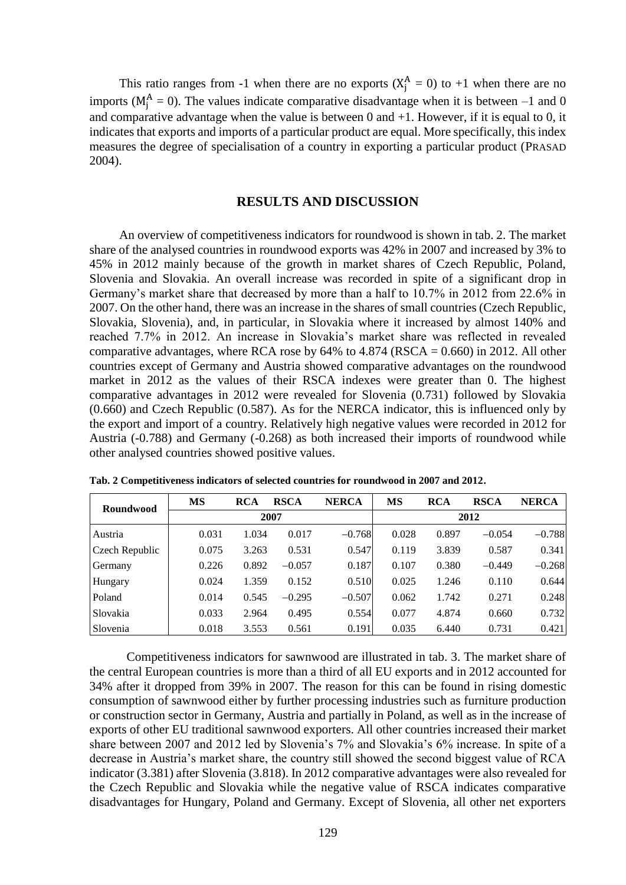This ratio ranges from -1 when there are no exports ($X_j^A = 0$) to +1 when there are no imports ($M_j^A = 0$). The values indicate comparative disadvantage when it is between –1 and 0 and comparative advantage when the value is between 0 and +1. However, if it is equal to 0, it indicates that exports and imports of a particular product are equal. More specifically, this index measures the degree of specialisation of a country in exporting a particular product (PRASAD 2004).

## RESULTS AND DISCUSSION

An overview of competitiveness indicators for roundwood is shown in tab. 2. The market share of the analysed countries in roundwood exports was 42% in 2007 and increased by 3% to 45% in 2012 mainly because of the growth in market shares of Czech Republic, Poland, Slovenia and Slovakia. An overall increase was recorded in spite of a significant drop in Germany's market share that decreased by more than a half to 10.7% in 2012 from 22.6% in 2007. On the other hand, there was an increase in the shares of small countries (Czech Republic, Slovakia, Slovenia), and, in particular, in Slovakia where it increased by almost 140% and reached 7.7% in 2012. An increase in Slovakia's market share was reflected in revealed comparative advantages, where RCA rose by 64% to 4.874 (RSCA = 0.660) in 2012. All other countries except of Germany and Austria showed comparative advantages on the roundwood market in 2012 as the values of their RSCA indexes were greater than 0. The highest comparative advantages in 2012 were revealed for Slovenia (0.731) followed by Slovakia (0.660) and Czech Republic (0.587). As for the NERCA indicator, this is influenced only by the export and import of a country. Relatively high negative values were recorded in 2012 for Austria (-0.788) and Germany (-0.268) as both increased their imports of roundwood while other analysed countries showed positive values.

**Tab. 2 Competitiveness indicators of selected countries for roundwood in 2007 and 2012.**

| Roundwood | MS | RCA | RSCA | NERCA | MS | RCA | RSCA | NERCA |
|---|---|---|---|---|---|---|---|---|
| | 2007 | | | | 2012 | | | |
| Austria | 0.031 | 1.034 | 0.017 | –0.768 | 0.028 | 0.897 | –0.054 | –0.788 |
| Czech Republic | 0.075 | 3.263 | 0.531 | 0.547 | 0.119 | 3.839 | 0.587 | 0.341 |
| Germany | 0.226 | 0.892 | –0.057 | 0.187 | 0.107 | 0.380 | –0.449 | –0.268 |
| Hungary | 0.024 | 1.359 | 0.152 | 0.510 | 0.025 | 1.246 | 0.110 | 0.644 |
| Poland | 0.014 | 0.545 | –0.295 | –0.507 | 0.062 | 1.742 | 0.271 | 0.248 |
| Slovakia | 0.033 | 2.964 | 0.495 | 0.554 | 0.077 | 4.874 | 0.660 | 0.732 |
| Slovenia | 0.018 | 3.553 | 0.561 | 0.191 | 0.035 | 6.440 | 0.731 | 0.421 |

Competitiveness indicators for sawnwood are illustrated in tab. 3. The market share of the central European countries is more than a third of all EU exports and in 2012 accounted for 34% after it dropped from 39% in 2007. The reason for this can be found in rising domestic consumption of sawnwood either by further processing industries such as furniture production or construction sector in Germany, Austria and partially in Poland, as well as in the increase of exports of other EU traditional sawnwood exporters. All other countries increased their market share between 2007 and 2012 led by Slovenia's 7% and Slovakia's 6% increase. In spite of a decrease in Austria's market share, the country still showed the second biggest value of RCA indicator (3.381) after Slovenia (3.818). In 2012 comparative advantages were also revealed for the Czech Republic and Slovakia while the negative value of RSCA indicates comparative disadvantages for Hungary, Poland and Germany. Except of Slovenia, all other net exporters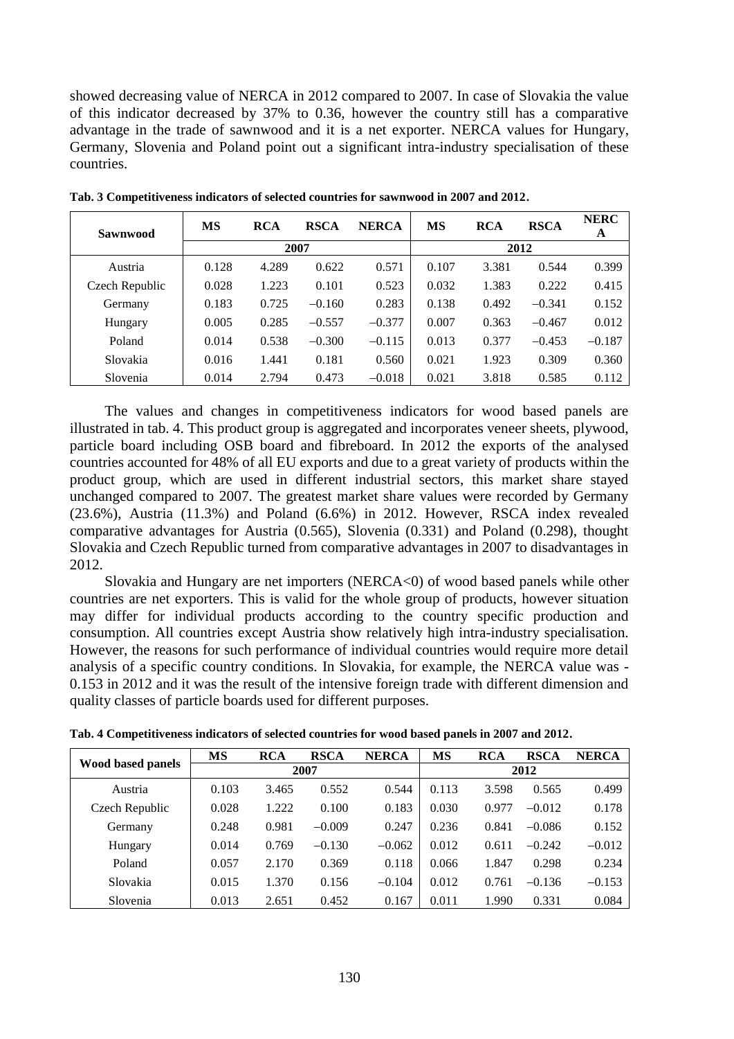showed decreasing value of NERCA in 2012 compared to 2007. In case of Slovakia the value of this indicator decreased by 37% to 0.36, however the country still has a comparative advantage in the trade of sawnwood and it is a net exporter. NERCA values for Hungary, Germany, Slovenia and Poland point out a significant intra-industry specialisation of these countries.

**Tab. 3 Competitiveness indicators of selected countries for sawnwood in 2007 and 2012.**

| Sawnwood | MS | RCA | RSCA | NERCA | MS | RCA | RSCA | NERCA |
|---|---|---|---|---|---|---|---|---|
| | 2007 | | | | 2012 | | | |
| Austria | 0.128 | 4.289 | 0.622 | 0.571 | 0.107 | 3.381 | 0.544 | 0.399 |
| Czech Republic | 0.028 | 1.223 | 0.101 | 0.523 | 0.032 | 1.383 | 0.222 | 0.415 |
| Germany | 0.183 | 0.725 | −0.160 | 0.283 | 0.138 | 0.492 | −0.341 | 0.152 |
| Hungary | 0.005 | 0.285 | −0.557 | −0.377 | 0.007 | 0.363 | −0.467 | 0.012 |
| Poland | 0.014 | 0.538 | −0.300 | −0.115 | 0.013 | 0.377 | −0.453 | −0.187 |
| Slovakia | 0.016 | 1.441 | 0.181 | 0.560 | 0.021 | 1.923 | 0.309 | 0.360 |
| Slovenia | 0.014 | 2.794 | 0.473 | −0.018 | 0.021 | 3.818 | 0.585 | 0.112 |

The values and changes in competitiveness indicators for wood based panels are illustrated in tab. 4. This product group is aggregated and incorporates veneer sheets, plywood, particle board including OSB board and fibreboard. In 2012 the exports of the analysed countries accounted for 48% of all EU exports and due to a great variety of products within the product group, which are used in different industrial sectors, this market share stayed unchanged compared to 2007. The greatest market share values were recorded by Germany (23.6%), Austria (11.3%) and Poland (6.6%) in 2012. However, RSCA index revealed comparative advantages for Austria (0.565), Slovenia (0.331) and Poland (0.298), thought Slovakia and Czech Republic turned from comparative advantages in 2007 to disadvantages in 2012.

Slovakia and Hungary are net importers (NERCA<0) of wood based panels while other countries are net exporters. This is valid for the whole group of products, however situation may differ for individual products according to the country specific production and consumption. All countries except Austria show relatively high intra-industry specialisation. However, the reasons for such performance of individual countries would require more detail analysis of a specific country conditions. In Slovakia, for example, the NERCA value was -0.153 in 2012 and it was the result of the intensive foreign trade with different dimension and quality classes of particle boards used for different purposes.

**Tab. 4 Competitiveness indicators of selected countries for wood based panels in 2007 and 2012.**

| Wood based panels | MS | RCA | RSCA | NERCA | MS | RCA | RSCA | NERCA |
|---|---|---|---|---|---|---|---|---|
| | 2007 | | | | 2012 | | | |
| Austria | 0.103 | 3.465 | 0.552 | 0.544 | 0.113 | 3.598 | 0.565 | 0.499 |
| Czech Republic | 0.028 | 1.222 | 0.100 | 0.183 | 0.030 | 0.977 | −0.012 | 0.178 |
| Germany | 0.248 | 0.981 | −0.009 | 0.247 | 0.236 | 0.841 | −0.086 | 0.152 |
| Hungary | 0.014 | 0.769 | −0.130 | −0.062 | 0.012 | 0.611 | −0.242 | −0.012 |
| Poland | 0.057 | 2.170 | 0.369 | 0.118 | 0.066 | 1.847 | 0.298 | 0.234 |
| Slovakia | 0.015 | 1.370 | 0.156 | −0.104 | 0.012 | 0.761 | −0.136 | −0.153 |
| Slovenia | 0.013 | 2.651 | 0.452 | 0.167 | 0.011 | 1.990 | 0.331 | 0.084 |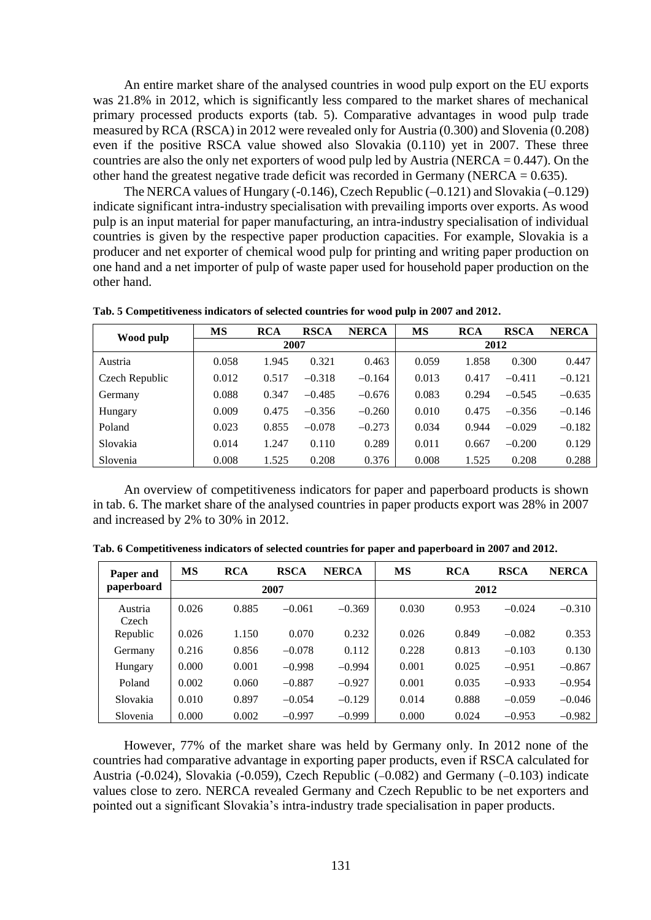An entire market share of the analysed countries in wood pulp export on the EU exports was 21.8% in 2012, which is significantly less compared to the market shares of mechanical primary processed products exports (tab. 5). Comparative advantages in wood pulp trade measured by RCA (RSCA) in 2012 were revealed only for Austria (0.300) and Slovenia (0.208) even if the positive RSCA value showed also Slovakia (0.110) yet in 2007. These three countries are also the only net exporters of wood pulp led by Austria (NERCA = 0.447). On the other hand the greatest negative trade deficit was recorded in Germany (NERCA = 0.635).

The NERCA values of Hungary (-0.146), Czech Republic (−0.121) and Slovakia (−0.129) indicate significant intra-industry specialisation with prevailing imports over exports. As wood pulp is an input material for paper manufacturing, an intra-industry specialisation of individual countries is given by the respective paper production capacities. For example, Slovakia is a producer and net exporter of chemical wood pulp for printing and writing paper production on one hand and a net importer of pulp of waste paper used for household paper production on the other hand.

**Tab. 5 Competitiveness indicators of selected countries for wood pulp in 2007 and 2012.**

| Wood pulp | MS | RCA | RSCA | NERCA | MS | RCA | RSCA | NERCA |
|---|---|---|---|---|---|---|---|---|
| | 2007 | | | | 2012 | | | |
| Austria | 0.058 | 1.945 | 0.321 | 0.463 | 0.059 | 1.858 | 0.300 | 0.447 |
| Czech Republic | 0.012 | 0.517 | −0.318 | −0.164 | 0.013 | 0.417 | −0.411 | −0.121 |
| Germany | 0.088 | 0.347 | −0.485 | −0.676 | 0.083 | 0.294 | −0.545 | −0.635 |
| Hungary | 0.009 | 0.475 | −0.356 | −0.260 | 0.010 | 0.475 | −0.356 | −0.146 |
| Poland | 0.023 | 0.855 | −0.078 | −0.273 | 0.034 | 0.944 | −0.029 | −0.182 |
| Slovakia | 0.014 | 1.247 | 0.110 | 0.289 | 0.011 | 0.667 | −0.200 | 0.129 |
| Slovenia | 0.008 | 1.525 | 0.208 | 0.376 | 0.008 | 1.525 | 0.208 | 0.288 |

An overview of competitiveness indicators for paper and paperboard products is shown in tab. 6. The market share of the analysed countries in paper products export was 28% in 2007 and increased by 2% to 30% in 2012.

**Tab. 6 Competitiveness indicators of selected countries for paper and paperboard in 2007 and 2012.**

| Paper and paperboard | MS | RCA | RSCA | NERCA | MS | RCA | RSCA | NERCA |
|---|---|---|---|---|---|---|---|---|
| | 2007 | | | | 2012 | | | |
| Austria | 0.026 | 0.885 | −0.061 | −0.369 | 0.030 | 0.953 | −0.024 | −0.310 |
| Czech Republic | 0.026 | 1.150 | 0.070 | 0.232 | 0.026 | 0.849 | −0.082 | 0.353 |
| Germany | 0.216 | 0.856 | −0.078 | 0.112 | 0.228 | 0.813 | −0.103 | 0.130 |
| Hungary | 0.000 | 0.001 | −0.998 | −0.994 | 0.001 | 0.025 | −0.951 | −0.867 |
| Poland | 0.002 | 0.060 | −0.887 | −0.927 | 0.001 | 0.035 | −0.933 | −0.954 |
| Slovakia | 0.010 | 0.897 | −0.054 | −0.129 | 0.014 | 0.888 | −0.059 | −0.046 |
| Slovenia | 0.000 | 0.002 | −0.997 | −0.999 | 0.000 | 0.024 | −0.953 | −0.982 |

However, 77% of the market share was held by Germany only. In 2012 none of the countries had comparative advantage in exporting paper products, even if RSCA calculated for Austria (-0.024), Slovakia (-0.059), Czech Republic (–0.082) and Germany (–0.103) indicate values close to zero. NERCA revealed Germany and Czech Republic to be net exporters and pointed out a significant Slovakia's intra-industry trade specialisation in paper products.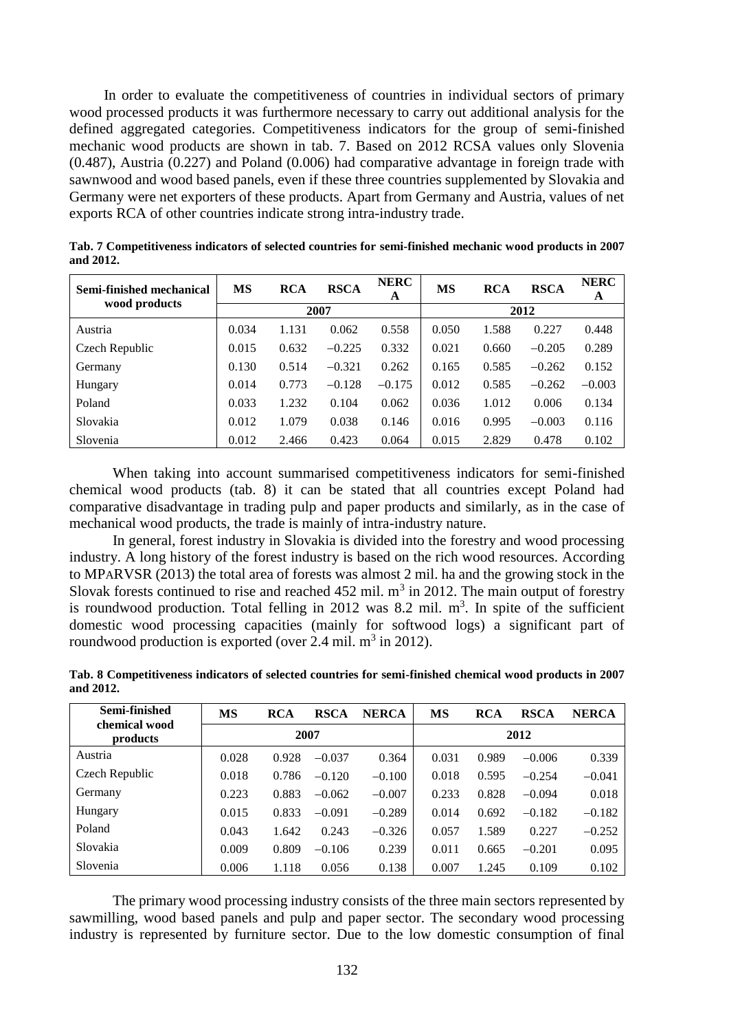In order to evaluate the competitiveness of countries in individual sectors of primary wood processed products it was furthermore necessary to carry out additional analysis for the defined aggregated categories. Competitiveness indicators for the group of semi-finished mechanic wood products are shown in tab. 7. Based on 2012 RCSA values only Slovenia (0.487), Austria (0.227) and Poland (0.006) had comparative advantage in foreign trade with sawnwood and wood based panels, even if these three countries supplemented by Slovakia and Germany were net exporters of these products. Apart from Germany and Austria, values of net exports RCA of other countries indicate strong intra-industry trade.

**Tab. 7 Competitiveness indicators of selected countries for semi-finished mechanic wood products in 2007 and 2012.**

| Semi-finished mechanical wood products | MS | RCA | RSCA | NERCA | MS | RCA | RSCA | NERCA |
|---|---|---|---|---|---|---|---|---|
| | 2007 | | | | 2012 | | | |
| Austria | 0.034 | 1.131 | 0.062 | 0.558 | 0.050 | 1.588 | 0.227 | 0.448 |
| Czech Republic | 0.015 | 0.632 | −0.225 | 0.332 | 0.021 | 0.660 | −0.205 | 0.289 |
| Germany | 0.130 | 0.514 | −0.321 | 0.262 | 0.165 | 0.585 | −0.262 | 0.152 |
| Hungary | 0.014 | 0.773 | −0.128 | −0.175 | 0.012 | 0.585 | −0.262 | −0.003 |
| Poland | 0.033 | 1.232 | 0.104 | 0.062 | 0.036 | 1.012 | 0.006 | 0.134 |
| Slovakia | 0.012 | 1.079 | 0.038 | 0.146 | 0.016 | 0.995 | −0.003 | 0.116 |
| Slovenia | 0.012 | 2.466 | 0.423 | 0.064 | 0.015 | 2.829 | 0.478 | 0.102 |

When taking into account summarised competitiveness indicators for semi-finished chemical wood products (tab. 8) it can be stated that all countries except Poland had comparative disadvantage in trading pulp and paper products and similarly, as in the case of mechanical wood products, the trade is mainly of intra-industry nature.

In general, forest industry in Slovakia is divided into the forestry and wood processing industry. A long history of the forest industry is based on the rich wood resources. According to MPaRVSR (2013) the total area of forests was almost 2 mil. ha and the growing stock in the Slovak forests continued to rise and reached 452 mil. $m^3$ in 2012. The main output of forestry is roundwood production. Total felling in 2012 was 8.2 mil. $m^3$. In spite of the sufficient domestic wood processing capacities (mainly for softwood logs) a significant part of roundwood production is exported (over 2.4 mil. $m^3$ in 2012).

**Tab. 8 Competitiveness indicators of selected countries for semi-finished chemical wood products in 2007 and 2012.**

| Semi-finished chemical wood products | MS | RCA | RSCA | NERCA | MS | RCA | RSCA | NERCA |
|---|---|---|---|---|---|---|---|---|
| | 2007 | | | | 2012 | | | |
| Austria | 0.028 | 0.928 | −0.037 | 0.364 | 0.031 | 0.989 | −0.006 | 0.339 |
| Czech Republic | 0.018 | 0.786 | −0.120 | −0.100 | 0.018 | 0.595 | −0.254 | −0.041 |
| Germany | 0.223 | 0.883 | −0.062 | −0.007 | 0.233 | 0.828 | −0.094 | 0.018 |
| Hungary | 0.015 | 0.833 | −0.091 | −0.289 | 0.014 | 0.692 | −0.182 | −0.182 |
| Poland | 0.043 | 1.642 | 0.243 | −0.326 | 0.057 | 1.589 | 0.227 | −0.252 |
| Slovakia | 0.009 | 0.809 | −0.106 | 0.239 | 0.011 | 0.665 | −0.201 | 0.095 |
| Slovenia | 0.006 | 1.118 | 0.056 | 0.138 | 0.007 | 1.245 | 0.109 | 0.102 |

The primary wood processing industry consists of the three main sectors represented by sawmilling, wood based panels and pulp and paper sector. The secondary wood processing industry is represented by furniture sector. Due to the low domestic consumption of final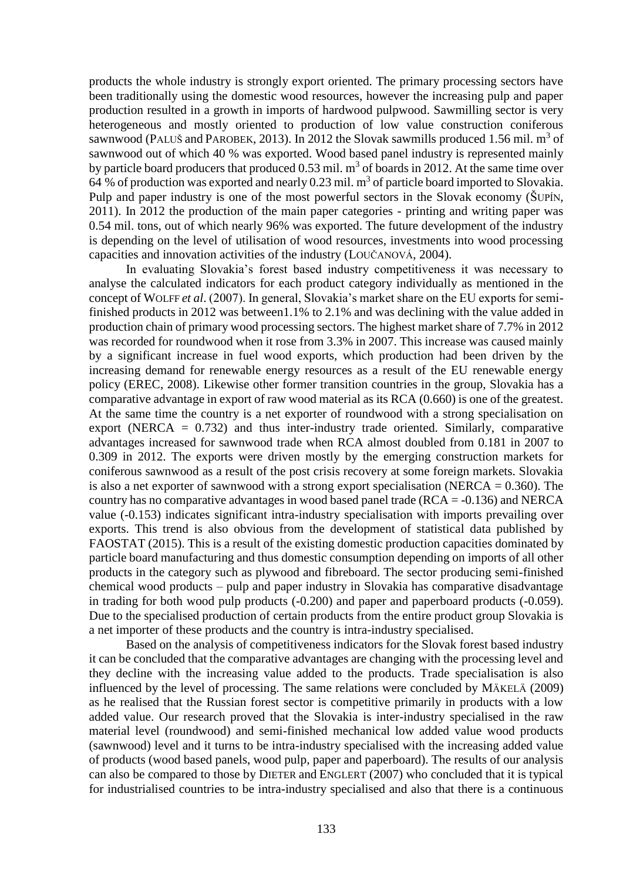products the whole industry is strongly export oriented. The primary processing sectors have been traditionally using the domestic wood resources, however the increasing pulp and paper production resulted in a growth in imports of hardwood pulpwood. Sawmilling sector is very heterogeneous and mostly oriented to production of low value construction coniferous sawnwood (PALUŠ and PAROBEK, 2013). In 2012 the Slovak sawmills produced 1.56 mil. $m^3$ of sawnwood out of which 40 % was exported. Wood based panel industry is represented mainly by particle board producers that produced 0.53 mil. $m^3$ of boards in 2012. At the same time over 64 % of production was exported and nearly 0.23 mil. $m^3$ of particle board imported to Slovakia. Pulp and paper industry is one of the most powerful sectors in the Slovak economy (ŠUPÍN, 2011). In 2012 the production of the main paper categories - printing and writing paper was 0.54 mil. tons, out of which nearly 96% was exported. The future development of the industry is depending on the level of utilisation of wood resources, investments into wood processing capacities and innovation activities of the industry (LOUČANOVÁ, 2004).

In evaluating Slovakia's forest based industry competitiveness it was necessary to analyse the calculated indicators for each product category individually as mentioned in the concept of WOLFF *et al*. (2007). In general, Slovakia's market share on the EU exports for semi-finished products in 2012 was between1.1% to 2.1% and was declining with the value added in production chain of primary wood processing sectors. The highest market share of 7.7% in 2012 was recorded for roundwood when it rose from 3.3% in 2007. This increase was caused mainly by a significant increase in fuel wood exports, which production had been driven by the increasing demand for renewable energy resources as a result of the EU renewable energy policy (EREC, 2008). Likewise other former transition countries in the group, Slovakia has a comparative advantage in export of raw wood material as its RCA (0.660) is one of the greatest. At the same time the country is a net exporter of roundwood with a strong specialisation on export (NERCA = 0.732) and thus inter-industry trade oriented. Similarly, comparative advantages increased for sawnwood trade when RCA almost doubled from 0.181 in 2007 to 0.309 in 2012. The exports were driven mostly by the emerging construction markets for coniferous sawnwood as a result of the post crisis recovery at some foreign markets. Slovakia is also a net exporter of sawnwood with a strong export specialisation (NERCA = 0.360). The country has no comparative advantages in wood based panel trade (RCA = -0.136) and NERCA value (-0.153) indicates significant intra-industry specialisation with imports prevailing over exports. This trend is also obvious from the development of statistical data published by FAOSTAT (2015). This is a result of the existing domestic production capacities dominated by particle board manufacturing and thus domestic consumption depending on imports of all other products in the category such as plywood and fibreboard. The sector producing semi-finished chemical wood products – pulp and paper industry in Slovakia has comparative disadvantage in trading for both wood pulp products (-0.200) and paper and paperboard products (-0.059). Due to the specialised production of certain products from the entire product group Slovakia is a net importer of these products and the country is intra-industry specialised.

Based on the analysis of competitiveness indicators for the Slovak forest based industry it can be concluded that the comparative advantages are changing with the processing level and they decline with the increasing value added to the products. Trade specialisation is also influenced by the level of processing. The same relations were concluded by MÄKELÄ (2009) as he realised that the Russian forest sector is competitive primarily in products with a low added value. Our research proved that the Slovakia is inter-industry specialised in the raw material level (roundwood) and semi-finished mechanical low added value wood products (sawnwood) level and it turns to be intra-industry specialised with the increasing added value of products (wood based panels, wood pulp, paper and paperboard). The results of our analysis can also be compared to those by DIETER and ENGLERT (2007) who concluded that it is typical for industrialised countries to be intra-industry specialised and also that there is a continuous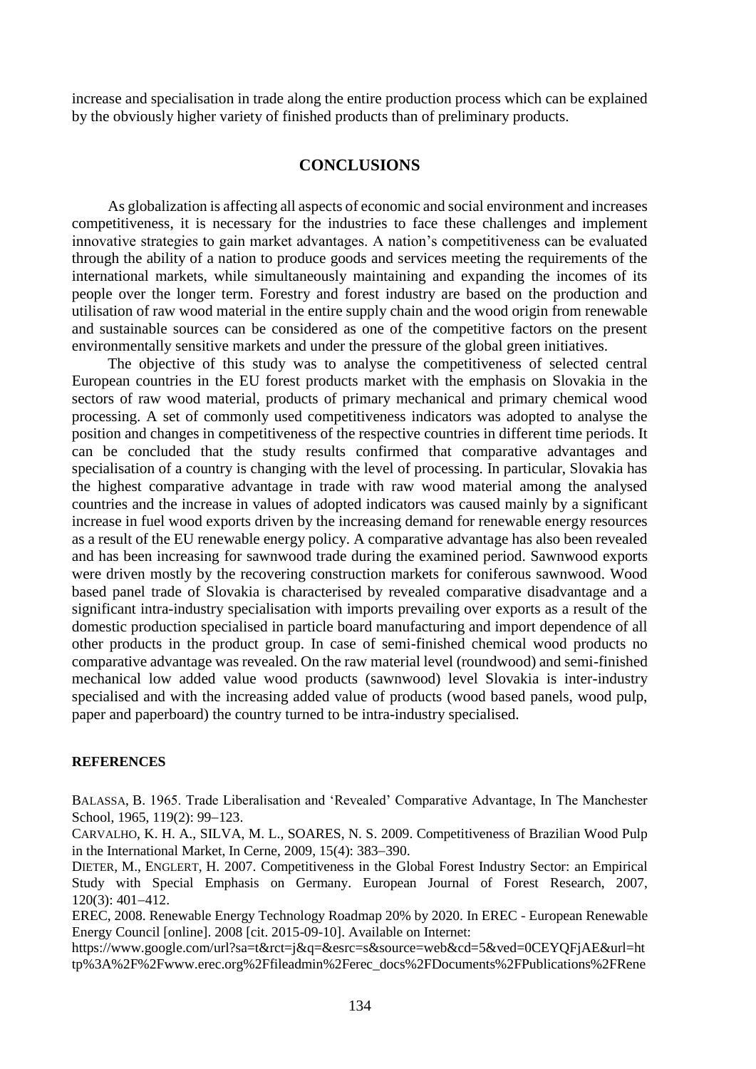increase and specialisation in trade along the entire production process which can be explained by the obviously higher variety of finished products than of preliminary products.

## CONCLUSIONS

As globalization is affecting all aspects of economic and social environment and increases competitiveness, it is necessary for the industries to face these challenges and implement innovative strategies to gain market advantages. A nation's competitiveness can be evaluated through the ability of a nation to produce goods and services meeting the requirements of the international markets, while simultaneously maintaining and expanding the incomes of its people over the longer term. Forestry and forest industry are based on the production and utilisation of raw wood material in the entire supply chain and the wood origin from renewable and sustainable sources can be considered as one of the competitive factors on the present environmentally sensitive markets and under the pressure of the global green initiatives.

The objective of this study was to analyse the competitiveness of selected central European countries in the EU forest products market with the emphasis on Slovakia in the sectors of raw wood material, products of primary mechanical and primary chemical wood processing. A set of commonly used competitiveness indicators was adopted to analyse the position and changes in competitiveness of the respective countries in different time periods. It can be concluded that the study results confirmed that comparative advantages and specialisation of a country is changing with the level of processing. In particular, Slovakia has the highest comparative advantage in trade with raw wood material among the analysed countries and the increase in values of adopted indicators was caused mainly by a significant increase in fuel wood exports driven by the increasing demand for renewable energy resources as a result of the EU renewable energy policy. A comparative advantage has also been revealed and has been increasing for sawnwood trade during the examined period. Sawnwood exports were driven mostly by the recovering construction markets for coniferous sawnwood. Wood based panel trade of Slovakia is characterised by revealed comparative disadvantage and a significant intra-industry specialisation with imports prevailing over exports as a result of the domestic production specialised in particle board manufacturing and import dependence of all other products in the product group. In case of semi-finished chemical wood products no comparative advantage was revealed. On the raw material level (roundwood) and semi-finished mechanical low added value wood products (sawnwood) level Slovakia is inter-industry specialised and with the increasing added value of products (wood based panels, wood pulp, paper and paperboard) the country turned to be intra-industry specialised.

**REFERENCES**

BALASSA, B. 1965. Trade Liberalisation and 'Revealed' Comparative Advantage, In The Manchester School, 1965, 119(2): 99–123.

CARVALHO, K. H. A., SILVA, M. L., SOARES, N. S. 2009. Competitiveness of Brazilian Wood Pulp in the International Market, In Cerne, 2009, 15(4): 383–390.

DIETER, M., ENGLERT, H. 2007. Competitiveness in the Global Forest Industry Sector: an Empirical Study with Special Emphasis on Germany. European Journal of Forest Research, 2007, 120(3): 401–412.

EREC, 2008. Renewable Energy Technology Roadmap 20% by 2020. In EREC - European Renewable Energy Council [online]. 2008 [cit. 2015-09-10]. Available on Internet: https://www.google.com/url?sa=t&rct=j&q=&esrc=s&source=web&cd=5&ved=0CEYQFjAE&url=http%3A%2F%2Fwww.erec.org%2Ffileadmin%2Ferec_docs%2FDocuments%2FPublications%2FRene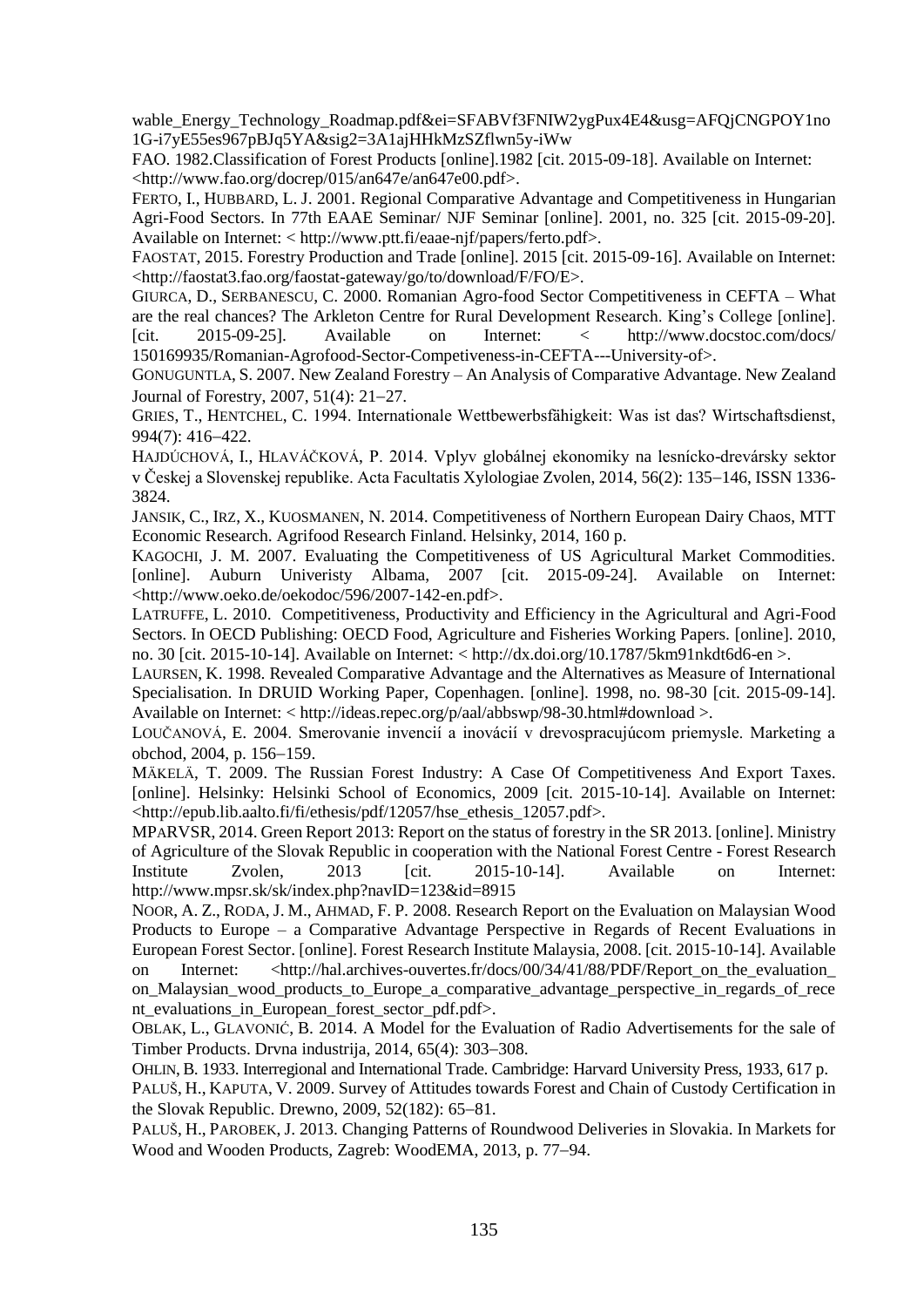wable_Energy_Technology_Roadmap.pdf&ei=SFABVf3FNIW2ygPux4E4&usg=AFQjCNGPOY1no1G-i7yE55es967pBJq5YA&sig2=3A1ajHHkMzSZflwn5y-iWw

FAO. 1982.Classification of Forest Products [online].1982 [cit. 2015-09-18]. Available on Internet: <http://www.fao.org/docrep/015/an647e/an647e00.pdf>.

FERTO, I., HUBBARD, L. J. 2001. Regional Comparative Advantage and Competitiveness in Hungarian Agri-Food Sectors. In 77th EAAE Seminar/ NJF Seminar [online]. 2001, no. 325 [cit. 2015-09-20]. Available on Internet: < http://www.ptt.fi/eaae-njf/papers/ferto.pdf>.

FAOSTAT, 2015. Forestry Production and Trade [online]. 2015 [cit. 2015-09-16]. Available on Internet: <http://faostat3.fao.org/faostat-gateway/go/to/download/F/FO/E>.

GIURCA, D., SERBANESCU, C. 2000. Romanian Agro-food Sector Competitiveness in CEFTA – What are the real chances? The Arkleton Centre for Rural Development Research. King's College [online]. [cit. 2015-09-25]. Available on Internet: < http://www.docstoc.com/docs/150169935/Romanian-Agrofood-Sector-Competiveness-in-CEFTA---University-of>.

GONUGUNTLA, S. 2007. New Zealand Forestry – An Analysis of Comparative Advantage. New Zealand Journal of Forestry, 2007, 51(4): 21–27.

GRIES, T., HENTCHEL, C. 1994. Internationale Wettbewerbsfähigkeit: Was ist das? Wirtschaftsdienst, 994(7): 416–422.

HAJDÚCHOVÁ, I., HLAVÁČKOVÁ, P. 2014. Vplyv globálnej ekonomiky na lesnícko-drevársky sektor v Českej a Slovenskej republike. Acta Facultatis Xylologiae Zvolen, 2014, 56(2): 135–146, ISSN 1336-3824.

JANSIK, C., IRZ, X., KUOSMANEN, N. 2014. Competitiveness of Northern European Dairy Chaos, MTT Economic Research. Agrifood Research Finland. Helsinky, 2014, 160 p.

KAGOCHI, J. M. 2007. Evaluating the Competitiveness of US Agricultural Market Commodities. [online]. Auburn Univeristy Albama, 2007 [cit. 2015-09-24]. Available on Internet: <http://www.oeko.de/oekodoc/596/2007-142-en.pdf>.

LATRUFFE, L. 2010. Competitiveness, Productivity and Efficiency in the Agricultural and Agri-Food Sectors. In OECD Publishing: OECD Food, Agriculture and Fisheries Working Papers. [online]. 2010, no. 30 [cit. 2015-10-14]. Available on Internet: < http://dx.doi.org/10.1787/5km91nkdt6d6-en >.

LAURSEN, K. 1998. Revealed Comparative Advantage and the Alternatives as Measure of International Specialisation. In DRUID Working Paper, Copenhagen. [online]. 1998, no. 98-30 [cit. 2015-09-14]. Available on Internet: < http://ideas.repec.org/p/aal/abbswp/98-30.html#download >.

LOUČANOVÁ, E. 2004. Smerovanie invencií a inovácií v drevospracujúcom priemysle. Marketing a obchod, 2004, p. 156–159.

MÄKELÄ, T. 2009. The Russian Forest Industry: A Case Of Competitiveness And Export Taxes. [online]. Helsinky: Helsinki School of Economics, 2009 [cit. 2015-10-14]. Available on Internet: <http://epub.lib.aalto.fi/fi/ethesis/pdf/12057/hse_ethesis_12057.pdf>.

MPARVSR, 2014. Green Report 2013: Report on the status of forestry in the SR 2013. [online]. Ministry of Agriculture of the Slovak Republic in cooperation with the National Forest Centre - Forest Research Institute Zvolen, 2013 [cit. 2015-10-14]. Available on Internet: http://www.mpsr.sk/sk/index.php?navID=123&id=8915

NOOR, A. Z., RODA, J. M., AHMAD, F. P. 2008. Research Report on the Evaluation on Malaysian Wood Products to Europe – a Comparative Advantage Perspective in Regards of Recent Evaluations in European Forest Sector. [online]. Forest Research Institute Malaysia, 2008. [cit. 2015-10-14]. Available on Internet: <http://hal.archives-ouvertes.fr/docs/00/34/41/88/PDF/Report_on_the_evaluation_on_Malaysian_wood_products_to_Europe_a_comparative_advantage_perspective_in_regards_of_recent_evaluations_in_European_forest_sector_pdf.pdf>.

OBLAK, L., GLAVONIĆ, B. 2014. A Model for the Evaluation of Radio Advertisements for the sale of Timber Products. Drvna industrija, 2014, 65(4): 303–308.

OHLIN, B. 1933. Interregional and International Trade. Cambridge: Harvard University Press, 1933, 617 p.

PALUŠ, H., KAPUTA, V. 2009. Survey of Attitudes towards Forest and Chain of Custody Certification in the Slovak Republic. Drewno, 2009, 52(182): 65–81.

PALUŠ, H., PAROBEK, J. 2013. Changing Patterns of Roundwood Deliveries in Slovakia. In Markets for Wood and Wooden Products, Zagreb: WoodEMA, 2013, p. 77–94.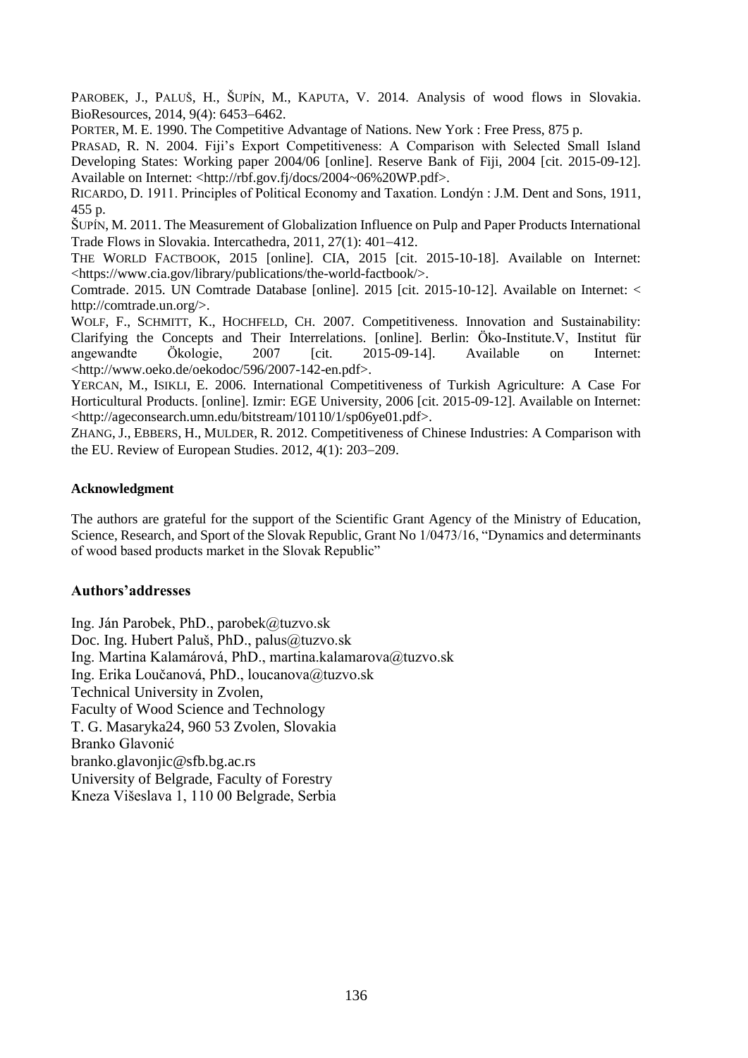PAROBEK, J., PALUŠ, H., ŠUPÍN, M., KAPUTA, V. 2014. Analysis of wood flows in Slovakia. BioResources, 2014, 9(4): 6453–6462.

PORTER, M. E. 1990. The Competitive Advantage of Nations. New York : Free Press, 875 p.

PRASAD, R. N. 2004. Fiji's Export Competitiveness: A Comparison with Selected Small Island Developing States: Working paper 2004/06 [online]. Reserve Bank of Fiji, 2004 [cit. 2015-09-12]. Available on Internet: <http://rbf.gov.fj/docs/2004~06%20WP.pdf>.

RICARDO, D. 1911. Principles of Political Economy and Taxation. Londýn : J.M. Dent and Sons, 1911, 455 p.

ŠUPÍN, M. 2011. The Measurement of Globalization Influence on Pulp and Paper Products International Trade Flows in Slovakia. Intercathedra, 2011, 27(1): 401–412.

THE WORLD FACTBOOK, 2015 [online]. CIA, 2015 [cit. 2015-10-18]. Available on Internet: <https://www.cia.gov/library/publications/the-world-factbook/>.

Comtrade. 2015. UN Comtrade Database [online]. 2015 [cit. 2015-10-12]. Available on Internet: < http://comtrade.un.org/>.

WOLF, F., SCHMITT, K., HOCHFELD, CH. 2007. Competitiveness. Innovation and Sustainability: Clarifying the Concepts and Their Interrelations. [online]. Berlin: Öko-Institute.V, Institut für angewandte Ökologie, 2007 [cit. 2015-09-14]. Available on Internet: <http://www.oeko.de/oekodoc/596/2007-142-en.pdf>.

YERCAN, M., ISIKLI, E. 2006. International Competitiveness of Turkish Agriculture: A Case For Horticultural Products. [online]. Izmir: EGE University, 2006 [cit. 2015-09-12]. Available on Internet: <http://ageconsearch.umn.edu/bitstream/10110/1/sp06ye01.pdf>.

ZHANG, J., EBBERS, H., MULDER, R. 2012. Competitiveness of Chinese Industries: A Comparison with the EU. Review of European Studies. 2012, 4(1): 203–209.

**Acknowledgment**

The authors are grateful for the support of the Scientific Grant Agency of the Ministry of Education, Science, Research, and Sport of the Slovak Republic, Grant No 1/0473/16, "Dynamics and determinants of wood based products market in the Slovak Republic"

## Authors'addresses

Ing. Ján Parobek, PhD., parobek@tuzvo.sk
Doc. Ing. Hubert Paluš, PhD., palus@tuzvo.sk
Ing. Martina Kalamárová, PhD., martina.kalamarova@tuzvo.sk
Ing. Erika Loučanová, PhD., loucanova@tuzvo.sk
Technical University in Zvolen,
Faculty of Wood Science and Technology
T. G. Masaryka24, 960 53 Zvolen, Slovakia
Branko Glavonić
branko.glavonjic@sfb.bg.ac.rs
University of Belgrade, Faculty of Forestry
Kneza Višeslava 1, 110 00 Belgrade, Serbia